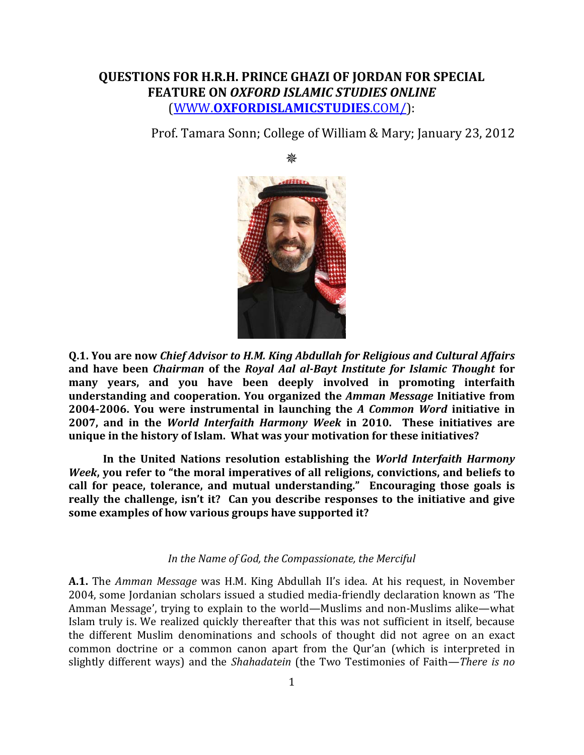# QUESTIONS FOR H.R.H. PRINCE GHAZI OF JORDAN FOR SPECIAL FEATURE ON *OXFORD ISLAMIC STUDIES ONLINE* (WWW.**OXFORDISLAMICSTUDIES**.COM/):

Prof. Tamara Sonn; College of William & Mary; January 23, 2012

⁂

**Q.1. You are now *Chief Advisor to H.M. King Abdullah for Religious and Cultural Affairs* and have been *Chairman* of the *Royal Aal al-Bayt Institute for Islamic Thought* for many years, and you have been deeply involved in promoting interfaith understanding and cooperation. You organized the *Amman Message* Initiative from 2004-2006. You were instrumental in launching the *A Common Word* initiative in 2007, and in the *World Interfaith Harmony Week* in 2010. These initiatives are unique in the history of Islam. What was your motivation for these initiatives?**

**In the United Nations resolution establishing the *World Interfaith Harmony Week*, you refer to "the moral imperatives of all religions, convictions, and beliefs to call for peace, tolerance, and mutual understanding." Encouraging those goals is really the challenge, isn't it? Can you describe responses to the initiative and give some examples of how various groups have supported it?**

*In the Name of God, the Compassionate, the Merciful*

**A.1.** The *Amman Message* was H.M. King Abdullah II's idea. At his request, in November 2004, some Jordanian scholars issued a studied media-friendly declaration known as 'The Amman Message', trying to explain to the world—Muslims and non-Muslims alike—what Islam truly is. We realized quickly thereafter that this was not sufficient in itself, because the different Muslim denominations and schools of thought did not agree on an exact common doctrine or a common canon apart from the Qur'an (which is interpreted in slightly different ways) and the *Shahadatein* (the Two Testimonies of Faith—*There is no*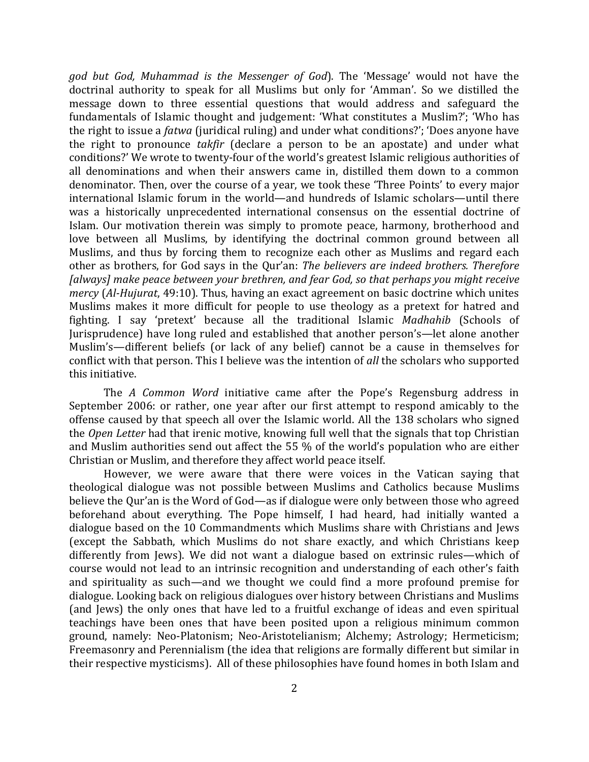*god but God, Muhammad is the Messenger of God*). The 'Message' would not have the doctrinal authority to speak for all Muslims but only for 'Amman'. So we distilled the message down to three essential questions that would address and safeguard the fundamentals of Islamic thought and judgement: 'What constitutes a Muslim?'; 'Who has the right to issue a *fatwa* (juridical ruling) and under what conditions?'; 'Does anyone have the right to pronounce *takfir* (declare a person to be an apostate) and under what conditions?' We wrote to twenty-four of the world's greatest Islamic religious authorities of all denominations and when their answers came in, distilled them down to a common denominator. Then, over the course of a year, we took these 'Three Points' to every major international Islamic forum in the world—and hundreds of Islamic scholars—until there was a historically unprecedented international consensus on the essential doctrine of Islam. Our motivation therein was simply to promote peace, harmony, brotherhood and love between all Muslims, by identifying the doctrinal common ground between all Muslims, and thus by forcing them to recognize each other as Muslims and regard each other as brothers, for God says in the Qur'an: *The believers are indeed brothers. Therefore [always] make peace between your brethren, and fear God, so that perhaps you might receive mercy* (*Al-Hujurat*, 49:10). Thus, having an exact agreement on basic doctrine which unites Muslims makes it more difficult for people to use theology as a pretext for hatred and fighting. I say 'pretext' because all the traditional Islamic *Madhahib* (Schools of Jurisprudence) have long ruled and established that another person's—let alone another Muslim's—different beliefs (or lack of any belief) cannot be a cause in themselves for conflict with that person. This I believe was the intention of *all* the scholars who supported this initiative.

The *A Common Word* initiative came after the Pope's Regensburg address in September 2006: or rather, one year after our first attempt to respond amicably to the offense caused by that speech all over the Islamic world. All the 138 scholars who signed the *Open Letter* had that irenic motive, knowing full well that the signals that top Christian and Muslim authorities send out affect the 55 % of the world's population who are either Christian or Muslim, and therefore they affect world peace itself.

However, we were aware that there were voices in the Vatican saying that theological dialogue was not possible between Muslims and Catholics because Muslims believe the Qur'an is the Word of God—as if dialogue were only between those who agreed beforehand about everything. The Pope himself, I had heard, had initially wanted a dialogue based on the 10 Commandments which Muslims share with Christians and Jews (except the Sabbath, which Muslims do not share exactly, and which Christians keep differently from Jews). We did not want a dialogue based on extrinsic rules—which of course would not lead to an intrinsic recognition and understanding of each other's faith and spirituality as such—and we thought we could find a more profound premise for dialogue. Looking back on religious dialogues over history between Christians and Muslims (and Jews) the only ones that have led to a fruitful exchange of ideas and even spiritual teachings have been ones that have been posited upon a religious minimum common ground, namely: Neo-Platonism; Neo-Aristotelianism; Alchemy; Astrology; Hermeticism; Freemasonry and Perennialism (the idea that religions are formally different but similar in their respective mysticisms). All of these philosophies have found homes in both Islam and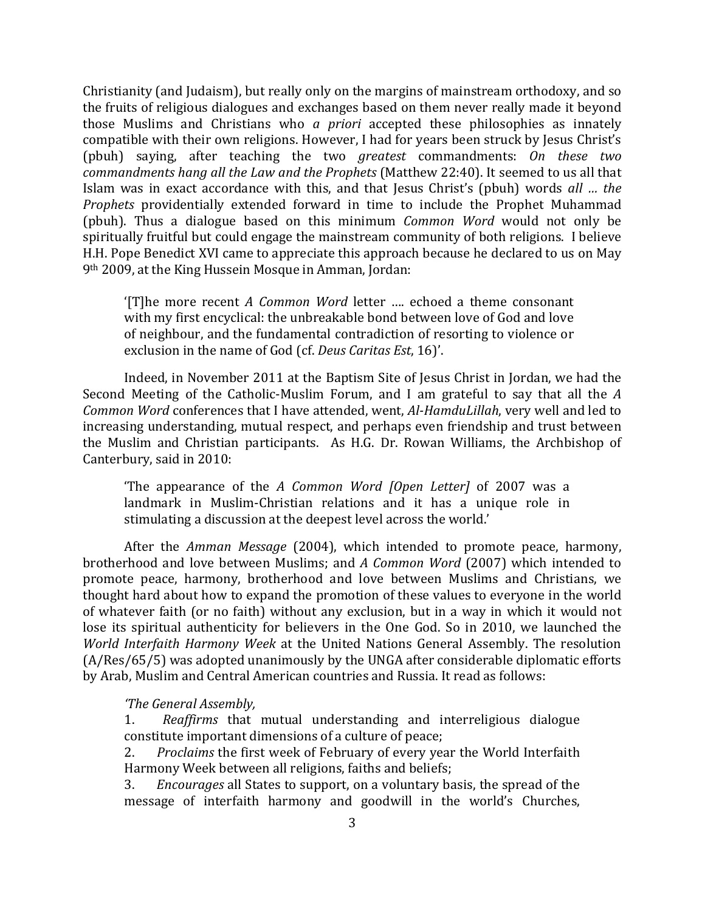Christianity (and Judaism), but really only on the margins of mainstream orthodoxy, and so the fruits of religious dialogues and exchanges based on them never really made it beyond those Muslims and Christians who *a priori* accepted these philosophies as innately compatible with their own religions. However, I had for years been struck by Jesus Christ's (pbuh) saying, after teaching the two *greatest* commandments: *On these two commandments hang all the Law and the Prophets* (Matthew 22:40). It seemed to us all that Islam was in exact accordance with this, and that Jesus Christ's (pbuh) words *all … the Prophets* providentially extended forward in time to include the Prophet Muhammad (pbuh). Thus a dialogue based on this minimum *Common Word* would not only be spiritually fruitful but could engage the mainstream community of both religions. I believe H.H. Pope Benedict XVI came to appreciate this approach because he declared to us on May 9th 2009, at the King Hussein Mosque in Amman, Jordan:

> '[T]he more recent *A Common Word* letter …. echoed a theme consonant with my first encyclical: the unbreakable bond between love of God and love of neighbour, and the fundamental contradiction of resorting to violence or exclusion in the name of God (cf. *Deus Caritas Est*, 16)'.

Indeed, in November 2011 at the Baptism Site of Jesus Christ in Jordan, we had the Second Meeting of the Catholic-Muslim Forum, and I am grateful to say that all the *A Common Word* conferences that I have attended, went, *Al-HamduLillah*, very well and led to increasing understanding, mutual respect, and perhaps even friendship and trust between the Muslim and Christian participants. As H.G. Dr. Rowan Williams, the Archbishop of Canterbury, said in 2010:

> 'The appearance of the *A Common Word [Open Letter]* of 2007 was a landmark in Muslim-Christian relations and it has a unique role in stimulating a discussion at the deepest level across the world.'

After the *Amman Message* (2004), which intended to promote peace, harmony, brotherhood and love between Muslims; and *A Common Word* (2007) which intended to promote peace, harmony, brotherhood and love between Muslims and Christians, we thought hard about how to expand the promotion of these values to everyone in the world of whatever faith (or no faith) without any exclusion, but in a way in which it would not lose its spiritual authenticity for believers in the One God. So in 2010, we launched the *World Interfaith Harmony Week* at the United Nations General Assembly. The resolution (A/Res/65/5) was adopted unanimously by the UNGA after considerable diplomatic efforts by Arab, Muslim and Central American countries and Russia. It read as follows:

> *'The General Assembly,*
>
> 1. *Reaffirms* that mutual understanding and interreligious dialogue constitute important dimensions of a culture of peace;
> 2. *Proclaims* the first week of February of every year the World Interfaith Harmony Week between all religions, faiths and beliefs;
> 3. *Encourages* all States to support, on a voluntary basis, the spread of the message of interfaith harmony and goodwill in the world's Churches,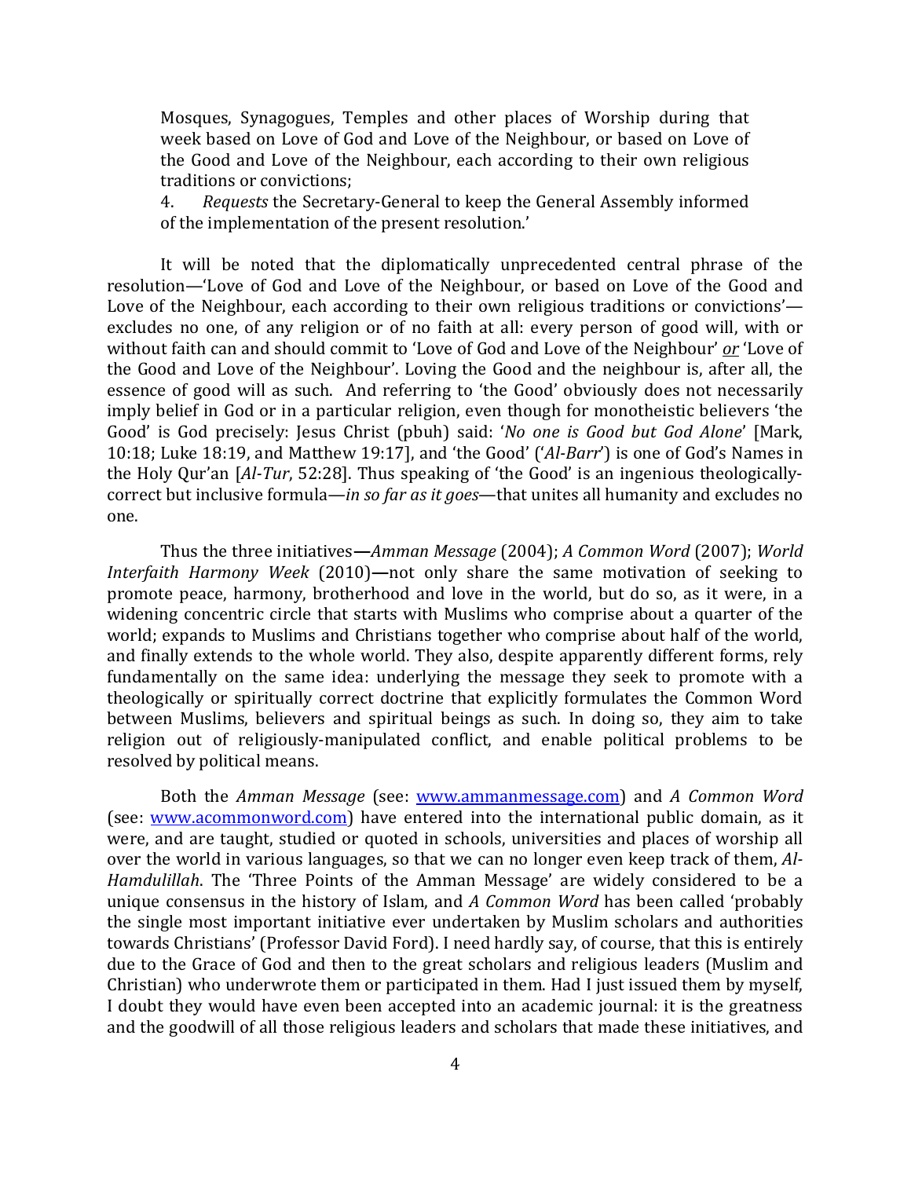> Mosques, Synagogues, Temples and other places of Worship during that week based on Love of God and Love of the Neighbour, or based on Love of the Good and Love of the Neighbour, each according to their own religious traditions or convictions;
>
> 4. *Requests* the Secretary-General to keep the General Assembly informed of the implementation of the present resolution.'

It will be noted that the diplomatically unprecedented central phrase of the resolution—'Love of God and Love of the Neighbour, or based on Love of the Good and Love of the Neighbour, each according to their own religious traditions or convictions'—excludes no one, of any religion or of no faith at all: every person of good will, with or without faith can and should commit to 'Love of God and Love of the Neighbour' ***or*** 'Love of the Good and Love of the Neighbour'. Loving the Good and the neighbour is, after all, the essence of good will as such. And referring to 'the Good' obviously does not necessarily imply belief in God or in a particular religion, even though for monotheistic believers 'the Good' is God precisely: Jesus Christ (pbuh) said: '*No one is Good but God Alone*' [Mark, 10:18; Luke 18:19, and Matthew 19:17], and 'the Good' ('*Al-Barr*') is one of God's Names in the Holy Qur'an [*Al-Tur*, 52:28]. Thus speaking of 'the Good' is an ingenious theologically-correct but inclusive formula—*in so far as it goes*—that unites all humanity and excludes no one.

Thus the three initiatives—*Amman Message* (2004); *A Common Word* (2007); *World Interfaith Harmony Week* (2010)—not only share the same motivation of seeking to promote peace, harmony, brotherhood and love in the world, but do so, as it were, in a widening concentric circle that starts with Muslims who comprise about a quarter of the world; expands to Muslims and Christians together who comprise about half of the world, and finally extends to the whole world. They also, despite apparently different forms, rely fundamentally on the same idea: underlying the message they seek to promote with a theologically or spiritually correct doctrine that explicitly formulates the Common Word between Muslims, believers and spiritual beings as such. In doing so, they aim to take religion out of religiously-manipulated conflict, and enable political problems to be resolved by political means.

Both the *Amman Message* (see: [www.ammanmessage.com](www.ammanmessage.com)) and *A Common Word* (see: [www.acommonword.com](www.acommonword.com)) have entered into the international public domain, as it were, and are taught, studied or quoted in schools, universities and places of worship all over the world in various languages, so that we can no longer even keep track of them, *Al-Hamdulillah*. The 'Three Points of the Amman Message' are widely considered to be a unique consensus in the history of Islam, and *A Common Word* has been called 'probably the single most important initiative ever undertaken by Muslim scholars and authorities towards Christians' (Professor David Ford). I need hardly say, of course, that this is entirely due to the Grace of God and then to the great scholars and religious leaders (Muslim and Christian) who underwrote them or participated in them. Had I just issued them by myself, I doubt they would have even been accepted into an academic journal: it is the greatness and the goodwill of all those religious leaders and scholars that made these initiatives, and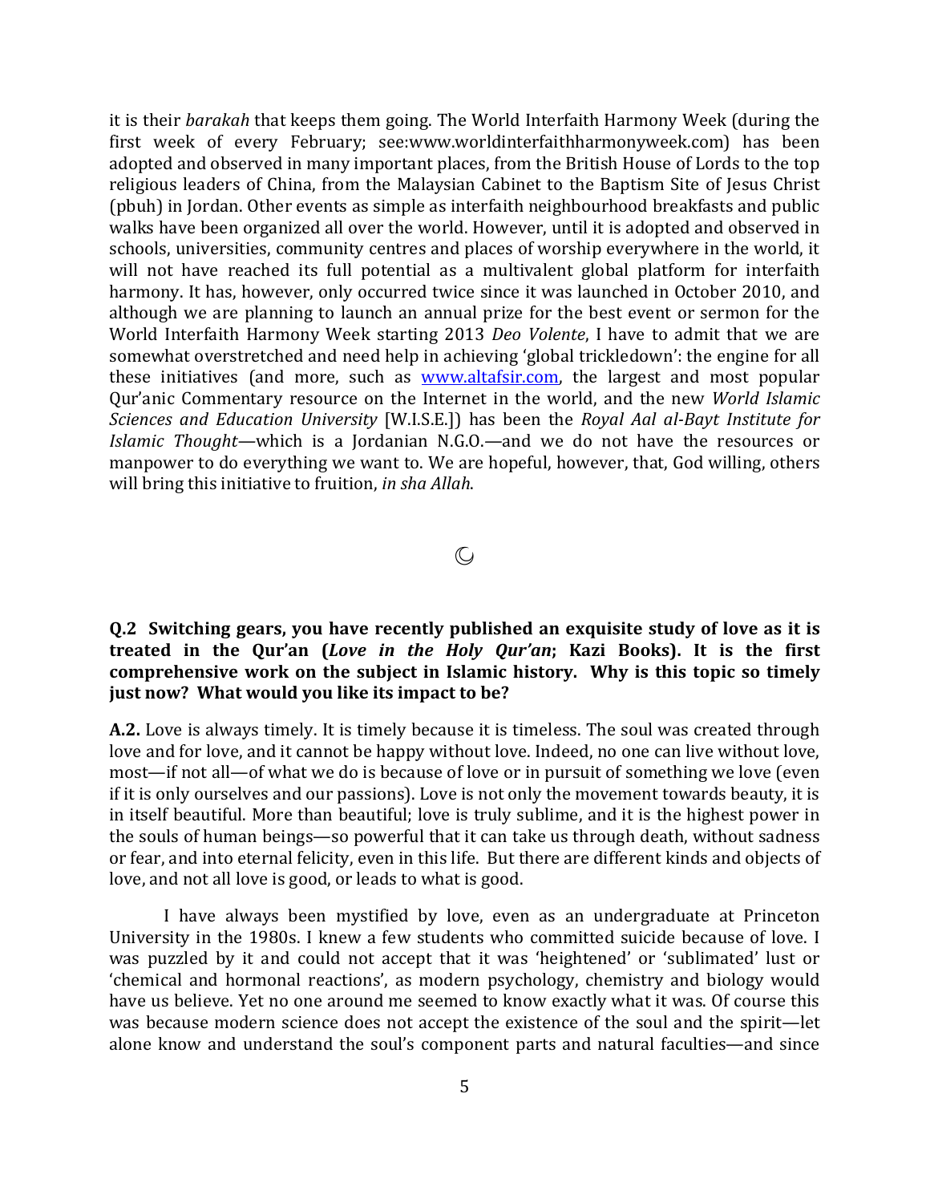it is their *barakah* that keeps them going. The World Interfaith Harmony Week (during the first week of every February; see:www.worldinterfaithharmonyweek.com) has been adopted and observed in many important places, from the British House of Lords to the top religious leaders of China, from the Malaysian Cabinet to the Baptism Site of Jesus Christ (pbuh) in Jordan. Other events as simple as interfaith neighbourhood breakfasts and public walks have been organized all over the world. However, until it is adopted and observed in schools, universities, community centres and places of worship everywhere in the world, it will not have reached its full potential as a multivalent global platform for interfaith harmony. It has, however, only occurred twice since it was launched in October 2010, and although we are planning to launch an annual prize for the best event or sermon for the World Interfaith Harmony Week starting 2013 *Deo Volente*, I have to admit that we are somewhat overstretched and need help in achieving 'global trickledown': the engine for all these initiatives (and more, such as [www.altafsir.com](http://www.altafsir.com), the largest and most popular Qur'anic Commentary resource on the Internet in the world, and the new *World Islamic Sciences and Education University* [W.I.S.E.]) has been the *Royal Aal al-Bayt Institute for Islamic Thought*—which is a Jordanian N.G.O.—and we do not have the resources or manpower to do everything we want to. We are hopeful, however, that, God willing, others will bring this initiative to fruition, *in sha Allah*.

☾

**Q.2 Switching gears, you have recently published an exquisite study of love as it is treated in the Qur'an (*Love in the Holy Qur'an*; Kazi Books). It is the first comprehensive work on the subject in Islamic history. Why is this topic so timely just now? What would you like its impact to be?**

**A.2.** Love is always timely. It is timely because it is timeless. The soul was created through love and for love, and it cannot be happy without love. Indeed, no one can live without love, most—if not all—of what we do is because of love or in pursuit of something we love (even if it is only ourselves and our passions). Love is not only the movement towards beauty, it is in itself beautiful. More than beautiful; love is truly sublime, and it is the highest power in the souls of human beings—so powerful that it can take us through death, without sadness or fear, and into eternal felicity, even in this life. But there are different kinds and objects of love, and not all love is good, or leads to what is good.

I have always been mystified by love, even as an undergraduate at Princeton University in the 1980s. I knew a few students who committed suicide because of love. I was puzzled by it and could not accept that it was 'heightened' or 'sublimated' lust or 'chemical and hormonal reactions', as modern psychology, chemistry and biology would have us believe. Yet no one around me seemed to know exactly what it was. Of course this was because modern science does not accept the existence of the soul and the spirit—let alone know and understand the soul's component parts and natural faculties—and since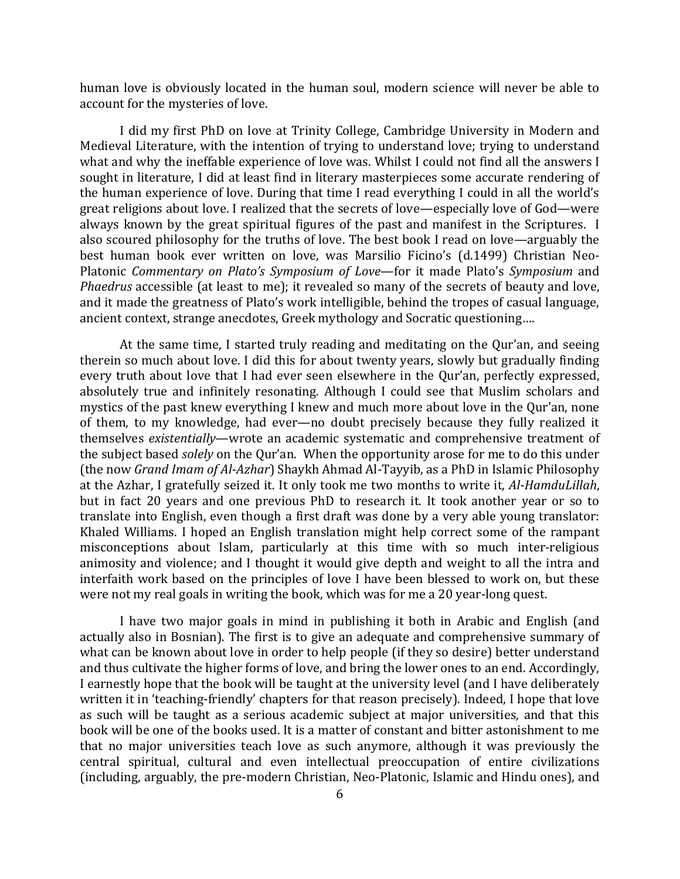human love is obviously located in the human soul, modern science will never be able to account for the mysteries of love.

I did my first PhD on love at Trinity College, Cambridge University in Modern and Medieval Literature, with the intention of trying to understand love; trying to understand what and why the ineffable experience of love was. Whilst I could not find all the answers I sought in literature, I did at least find in literary masterpieces some accurate rendering of the human experience of love. During that time I read everything I could in all the world's great religions about love. I realized that the secrets of love—especially love of God—were always known by the great spiritual figures of the past and manifest in the Scriptures. I also scoured philosophy for the truths of love. The best book I read on love—arguably the best human book ever written on love, was Marsilio Ficino's (d.1499) Christian Neo-Platonic *Commentary on Plato's Symposium of Love*—for it made Plato's *Symposium* and *Phaedrus* accessible (at least to me); it revealed so many of the secrets of beauty and love, and it made the greatness of Plato's work intelligible, behind the tropes of casual language, ancient context, strange anecdotes, Greek mythology and Socratic questioning….

At the same time, I started truly reading and meditating on the Qur'an, and seeing therein so much about love. I did this for about twenty years, slowly but gradually finding every truth about love that I had ever seen elsewhere in the Qur'an, perfectly expressed, absolutely true and infinitely resonating. Although I could see that Muslim scholars and mystics of the past knew everything I knew and much more about love in the Qur'an, none of them, to my knowledge, had ever—no doubt precisely because they fully realized it themselves *existentially*—wrote an academic systematic and comprehensive treatment of the subject based *solely* on the Qur'an. When the opportunity arose for me to do this under (the now *Grand Imam of Al-Azhar*) Shaykh Ahmad Al-Tayyib, as a PhD in Islamic Philosophy at the Azhar, I gratefully seized it. It only took me two months to write it, *Al-HamduLillah*, but in fact 20 years and one previous PhD to research it. It took another year or so to translate into English, even though a first draft was done by a very able young translator: Khaled Williams. I hoped an English translation might help correct some of the rampant misconceptions about Islam, particularly at this time with so much inter-religious animosity and violence; and I thought it would give depth and weight to all the intra and interfaith work based on the principles of love I have been blessed to work on, but these were not my real goals in writing the book, which was for me a 20 year-long quest.

I have two major goals in mind in publishing it both in Arabic and English (and actually also in Bosnian). The first is to give an adequate and comprehensive summary of what can be known about love in order to help people (if they so desire) better understand and thus cultivate the higher forms of love, and bring the lower ones to an end. Accordingly, I earnestly hope that the book will be taught at the university level (and I have deliberately written it in 'teaching-friendly' chapters for that reason precisely). Indeed, I hope that love as such will be taught as a serious academic subject at major universities, and that this book will be one of the books used. It is a matter of constant and bitter astonishment to me that no major universities teach love as such anymore, although it was previously the central spiritual, cultural and even intellectual preoccupation of entire civilizations (including, arguably, the pre-modern Christian, Neo-Platonic, Islamic and Hindu ones), and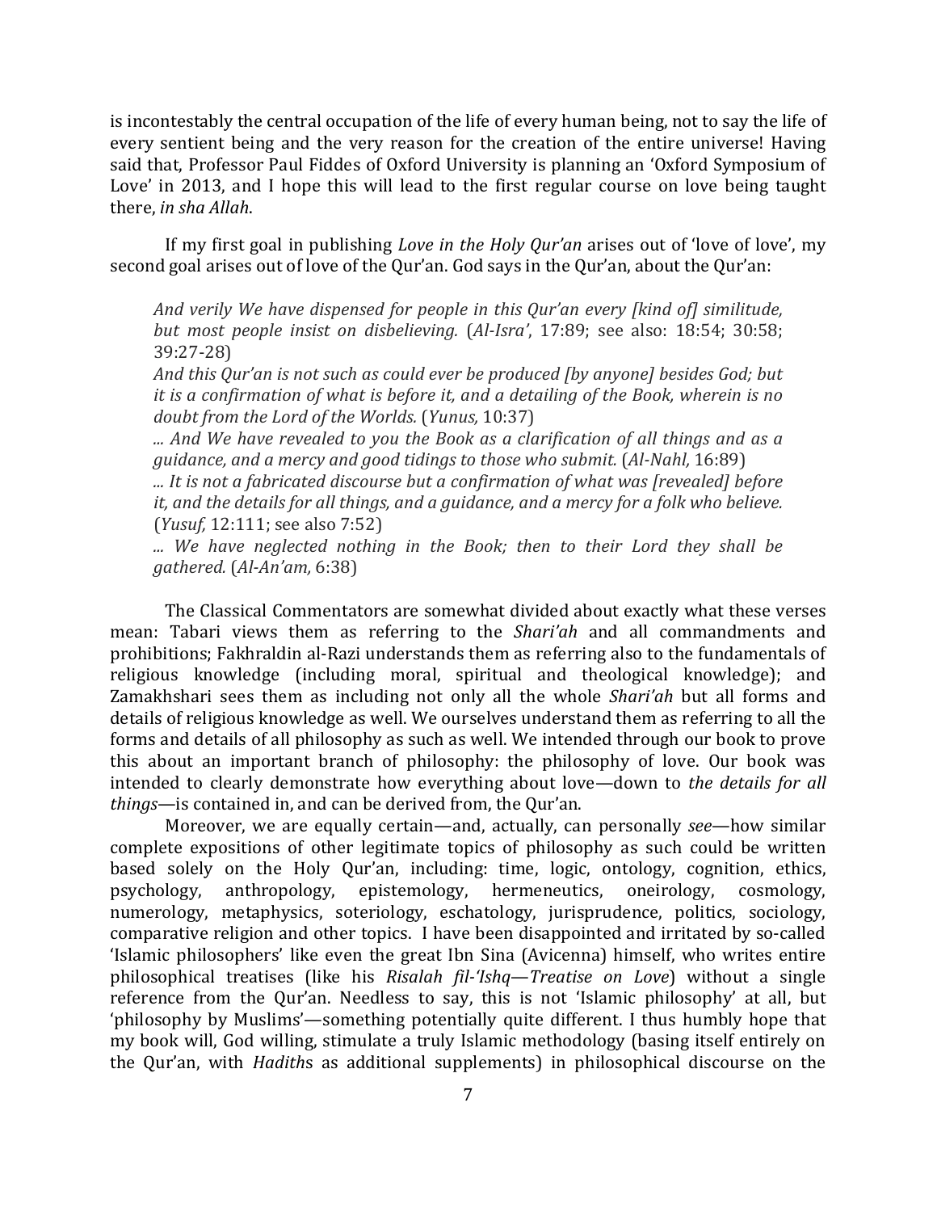is incontestably the central occupation of the life of every human being, not to say the life of every sentient being and the very reason for the creation of the entire universe! Having said that, Professor Paul Fiddes of Oxford University is planning an 'Oxford Symposium of Love' in 2013, and I hope this will lead to the first regular course on love being taught there, *in sha Allah*.

If my first goal in publishing *Love in the Holy Qur'an* arises out of 'love of love', my second goal arises out of love of the Qur'an. God says in the Qur'an, about the Qur'an:

> *And verily We have dispensed for people in this Qur'an every [kind of] similitude, but most people insist on disbelieving.* (*Al-Isra'*, 17:89; see also: 18:54; 30:58; 39:27-28)
>
> *And this Qur'an is not such as could ever be produced [by anyone] besides God; but it is a confirmation of what is before it, and a detailing of the Book, wherein is no doubt from the Lord of the Worlds.* (*Yunus,* 10:37)
>
> *... And We have revealed to you the Book as a clarification of all things and as a guidance, and a mercy and good tidings to those who submit.* (*Al-Nahl,* 16:89)
>
> *... It is not a fabricated discourse but a confirmation of what was [revealed] before it, and the details for all things, and a guidance, and a mercy for a folk who believe.* (*Yusuf,* 12:111; see also 7:52)
>
> *... We have neglected nothing in the Book; then to their Lord they shall be gathered.* (*Al-An'am,* 6:38)

The Classical Commentators are somewhat divided about exactly what these verses mean: Tabari views them as referring to the *Shari'ah* and all commandments and prohibitions; Fakhraldin al-Razi understands them as referring also to the fundamentals of religious knowledge (including moral, spiritual and theological knowledge); and Zamakhshari sees them as including not only all the whole *Shari'ah* but all forms and details of religious knowledge as well. We ourselves understand them as referring to all the forms and details of all philosophy as such as well. We intended through our book to prove this about an important branch of philosophy: the philosophy of love. Our book was intended to clearly demonstrate how everything about love—down to *the details for all things*—is contained in, and can be derived from, the Qur'an.

Moreover, we are equally certain—and, actually, can personally *see*—how similar complete expositions of other legitimate topics of philosophy as such could be written based solely on the Holy Qur'an, including: time, logic, ontology, cognition, ethics, psychology, anthropology, epistemology, hermeneutics, oneirology, cosmology, numerology, metaphysics, soteriology, eschatology, jurisprudence, politics, sociology, comparative religion and other topics. I have been disappointed and irritated by so-called 'Islamic philosophers' like even the great Ibn Sina (Avicenna) himself, who writes entire philosophical treatises (like his *Risalah fil-'Ishq—Treatise on Love*) without a single reference from the Qur'an. Needless to say, this is not 'Islamic philosophy' at all, but 'philosophy by Muslims'—something potentially quite different. I thus humbly hope that my book will, God willing, stimulate a truly Islamic methodology (basing itself entirely on the Qur'an, with *Hadith*s as additional supplements) in philosophical discourse on the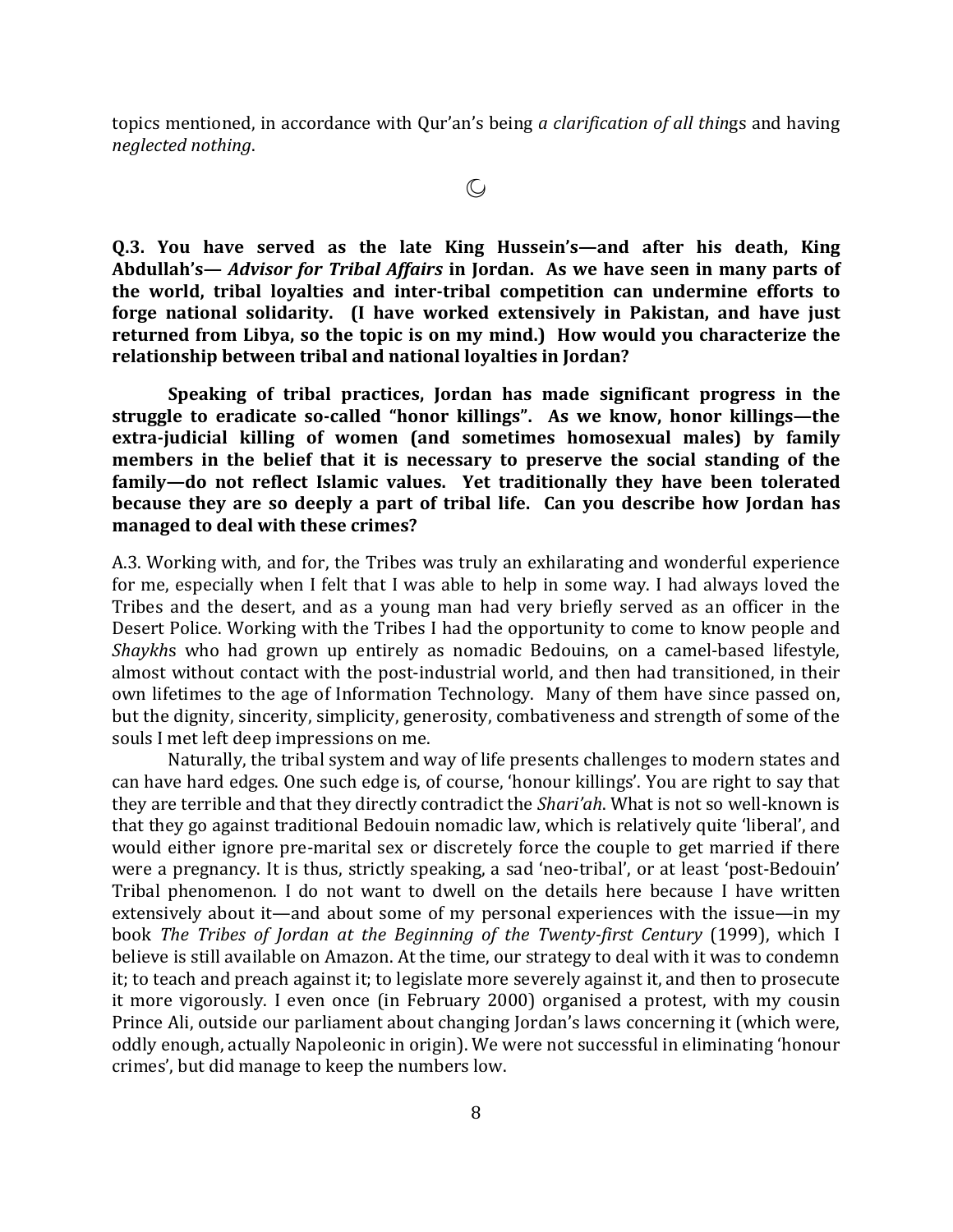topics mentioned, in accordance with Qur'an's being *a clarification of all things* and having *neglected nothing*.

☪

**Q.3. You have served as the late King Hussein's—and after his death, King Abdullah's— *Advisor for Tribal Affairs* in Jordan. As we have seen in many parts of the world, tribal loyalties and inter-tribal competition can undermine efforts to forge national solidarity. (I have worked extensively in Pakistan, and have just returned from Libya, so the topic is on my mind.) How would you characterize the relationship between tribal and national loyalties in Jordan?**

**Speaking of tribal practices, Jordan has made significant progress in the struggle to eradicate so-called "honor killings". As we know, honor killings—the extra-judicial killing of women (and sometimes homosexual males) by family members in the belief that it is necessary to preserve the social standing of the family—do not reflect Islamic values. Yet traditionally they have been tolerated because they are so deeply a part of tribal life. Can you describe how Jordan has managed to deal with these crimes?**

A.3. Working with, and for, the Tribes was truly an exhilarating and wonderful experience for me, especially when I felt that I was able to help in some way. I had always loved the Tribes and the desert, and as a young man had very briefly served as an officer in the Desert Police. Working with the Tribes I had the opportunity to come to know people and *Shaykh*s who had grown up entirely as nomadic Bedouins, on a camel-based lifestyle, almost without contact with the post-industrial world, and then had transitioned, in their own lifetimes to the age of Information Technology. Many of them have since passed on, but the dignity, sincerity, simplicity, generosity, combativeness and strength of some of the souls I met left deep impressions on me.

Naturally, the tribal system and way of life presents challenges to modern states and can have hard edges. One such edge is, of course, 'honour killings'. You are right to say that they are terrible and that they directly contradict the *Shari'ah*. What is not so well-known is that they go against traditional Bedouin nomadic law, which is relatively quite 'liberal', and would either ignore pre-marital sex or discretely force the couple to get married if there were a pregnancy. It is thus, strictly speaking, a sad 'neo-tribal', or at least 'post-Bedouin' Tribal phenomenon. I do not want to dwell on the details here because I have written extensively about it—and about some of my personal experiences with the issue—in my book *The Tribes of Jordan at the Beginning of the Twenty-first Century* (1999), which I believe is still available on Amazon. At the time, our strategy to deal with it was to condemn it; to teach and preach against it; to legislate more severely against it, and then to prosecute it more vigorously. I even once (in February 2000) organised a protest, with my cousin Prince Ali, outside our parliament about changing Jordan's laws concerning it (which were, oddly enough, actually Napoleonic in origin). We were not successful in eliminating 'honour crimes', but did manage to keep the numbers low.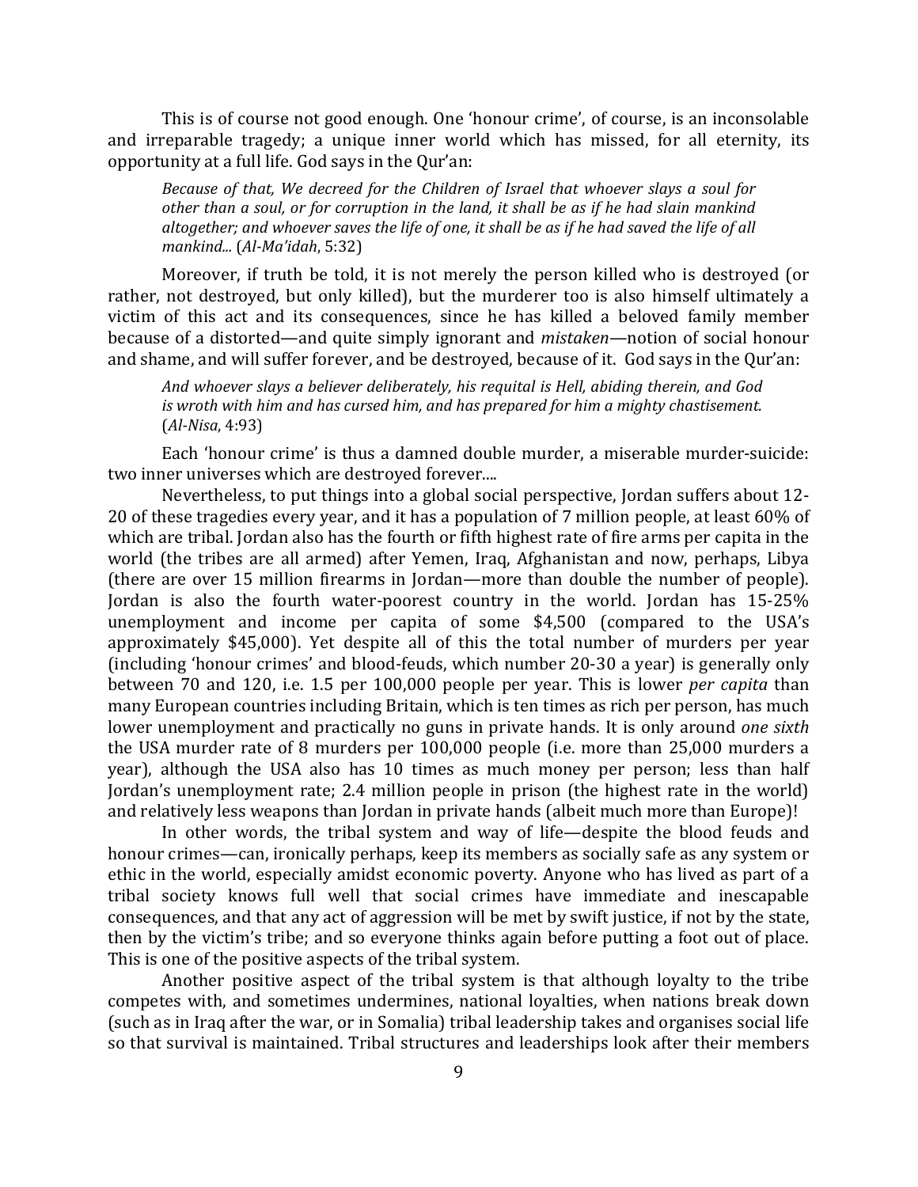This is of course not good enough. One 'honour crime', of course, is an inconsolable and irreparable tragedy; a unique inner world which has missed, for all eternity, its opportunity at a full life. God says in the Qur'an:

> *Because of that, We decreed for the Children of Israel that whoever slays a soul for other than a soul, or for corruption in the land, it shall be as if he had slain mankind altogether; and whoever saves the life of one, it shall be as if he had saved the life of all mankind...* (*Al-Ma'idah*, 5:32)

Moreover, if truth be told, it is not merely the person killed who is destroyed (or rather, not destroyed, but only killed), but the murderer too is also himself ultimately a victim of this act and its consequences, since he has killed a beloved family member because of a distorted—and quite simply ignorant and *mistaken*—notion of social honour and shame, and will suffer forever, and be destroyed, because of it. God says in the Qur'an:

> *And whoever slays a believer deliberately, his requital is Hell, abiding therein, and God is wroth with him and has cursed him, and has prepared for him a mighty chastisement.* (*Al-Nisa*, 4:93)

Each 'honour crime' is thus a damned double murder, a miserable murder-suicide: two inner universes which are destroyed forever....

Nevertheless, to put things into a global social perspective, Jordan suffers about 12-20 of these tragedies every year, and it has a population of 7 million people, at least 60% of which are tribal. Jordan also has the fourth or fifth highest rate of fire arms per capita in the world (the tribes are all armed) after Yemen, Iraq, Afghanistan and now, perhaps, Libya (there are over 15 million firearms in Jordan—more than double the number of people). Jordan is also the fourth water-poorest country in the world. Jordan has 15-25% unemployment and income per capita of some $4,500 (compared to the USA's approximately $45,000). Yet despite all of this the total number of murders per year (including 'honour crimes' and blood-feuds, which number 20-30 a year) is generally only between 70 and 120, i.e. 1.5 per 100,000 people per year. This is lower *per capita* than many European countries including Britain, which is ten times as rich per person, has much lower unemployment and practically no guns in private hands. It is only around *one sixth* the USA murder rate of 8 murders per 100,000 people (i.e. more than 25,000 murders a year), although the USA also has 10 times as much money per person; less than half Jordan's unemployment rate; 2.4 million people in prison (the highest rate in the world) and relatively less weapons than Jordan in private hands (albeit much more than Europe)!

In other words, the tribal system and way of life—despite the blood feuds and honour crimes—can, ironically perhaps, keep its members as socially safe as any system or ethic in the world, especially amidst economic poverty. Anyone who has lived as part of a tribal society knows full well that social crimes have immediate and inescapable consequences, and that any act of aggression will be met by swift justice, if not by the state, then by the victim's tribe; and so everyone thinks again before putting a foot out of place. This is one of the positive aspects of the tribal system.

Another positive aspect of the tribal system is that although loyalty to the tribe competes with, and sometimes undermines, national loyalties, when nations break down (such as in Iraq after the war, or in Somalia) tribal leadership takes and organises social life so that survival is maintained. Tribal structures and leaderships look after their members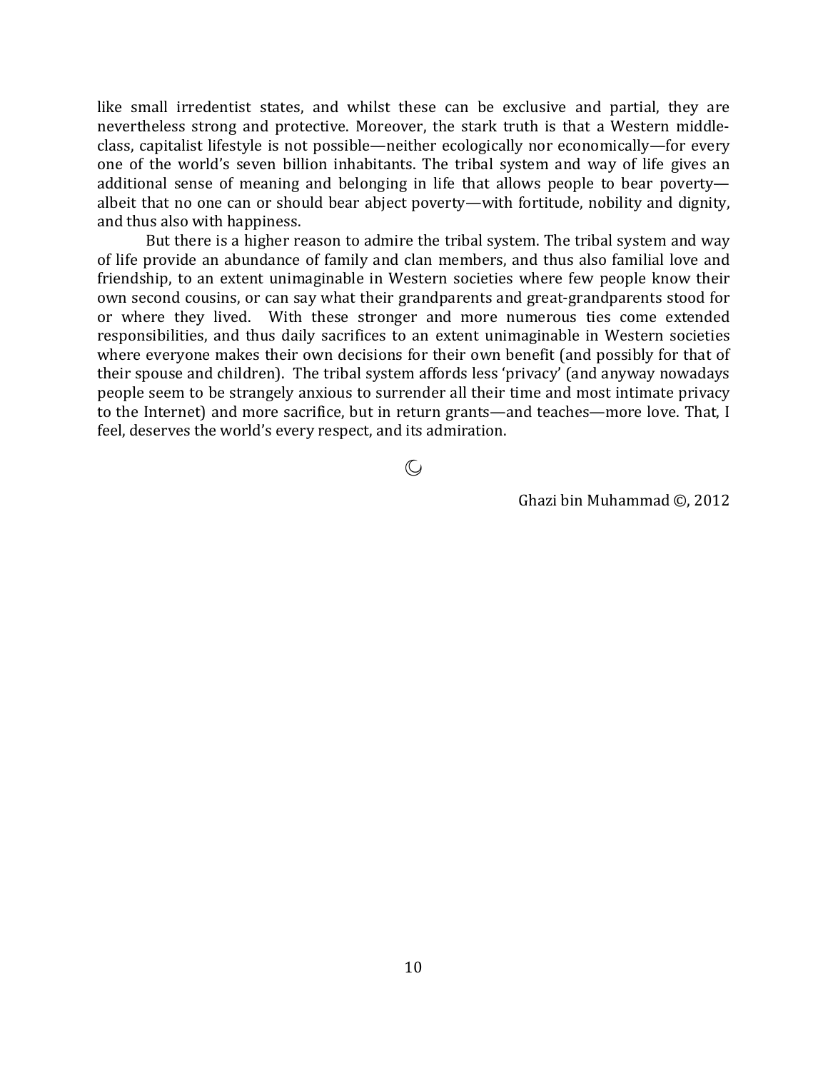like small irredentist states, and whilst these can be exclusive and partial, they are nevertheless strong and protective. Moreover, the stark truth is that a Western middle-class, capitalist lifestyle is not possible—neither ecologically nor economically—for every one of the world's seven billion inhabitants. The tribal system and way of life gives an additional sense of meaning and belonging in life that allows people to bear poverty—albeit that no one can or should bear abject poverty—with fortitude, nobility and dignity, and thus also with happiness.

But there is a higher reason to admire the tribal system. The tribal system and way of life provide an abundance of family and clan members, and thus also familial love and friendship, to an extent unimaginable in Western societies where few people know their own second cousins, or can say what their grandparents and great-grandparents stood for or where they lived. With these stronger and more numerous ties come extended responsibilities, and thus daily sacrifices to an extent unimaginable in Western societies where everyone makes their own decisions for their own benefit (and possibly for that of their spouse and children). The tribal system affords less 'privacy' (and anyway nowadays people seem to be strangely anxious to surrender all their time and most intimate privacy to the Internet) and more sacrifice, but in return grants—and teaches—more love. That, I feel, deserves the world's every respect, and its admiration.

☾

Ghazi bin Muhammad ©, 2012